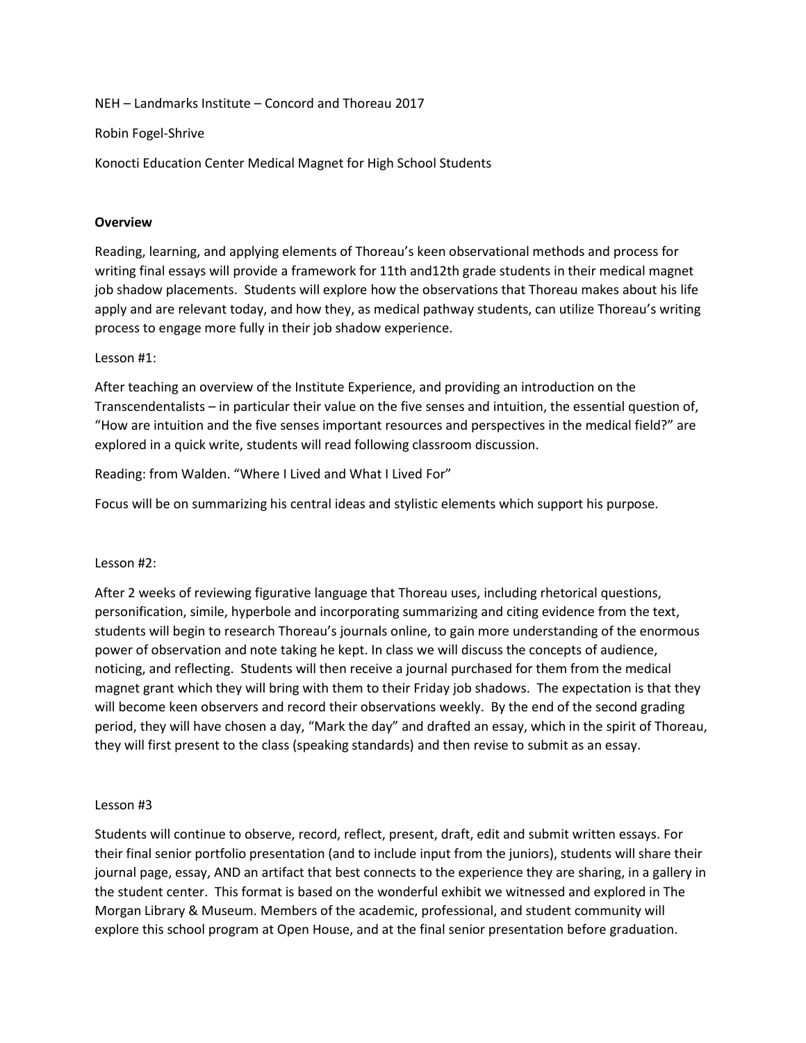NEH – Landmarks Institute – Concord and Thoreau 2017

Robin Fogel-Shrive

Konocti Education Center Medical Magnet for High School Students

**Overview**

Reading, learning, and applying elements of Thoreau's keen observational methods and process for writing final essays will provide a framework for 11th and12th grade students in their medical magnet job shadow placements. Students will explore how the observations that Thoreau makes about his life apply and are relevant today, and how they, as medical pathway students, can utilize Thoreau's writing process to engage more fully in their job shadow experience.

Lesson #1:

After teaching an overview of the Institute Experience, and providing an introduction on the Transcendentalists – in particular their value on the five senses and intuition, the essential question of, "How are intuition and the five senses important resources and perspectives in the medical field?" are explored in a quick write, students will read following classroom discussion.

Reading: from Walden. "Where I Lived and What I Lived For"

Focus will be on summarizing his central ideas and stylistic elements which support his purpose.

Lesson #2:

After 2 weeks of reviewing figurative language that Thoreau uses, including rhetorical questions, personification, simile, hyperbole and incorporating summarizing and citing evidence from the text, students will begin to research Thoreau's journals online, to gain more understanding of the enormous power of observation and note taking he kept. In class we will discuss the concepts of audience, noticing, and reflecting. Students will then receive a journal purchased for them from the medical magnet grant which they will bring with them to their Friday job shadows. The expectation is that they will become keen observers and record their observations weekly. By the end of the second grading period, they will have chosen a day, "Mark the day" and drafted an essay, which in the spirit of Thoreau, they will first present to the class (speaking standards) and then revise to submit as an essay.

Lesson #3

Students will continue to observe, record, reflect, present, draft, edit and submit written essays. For their final senior portfolio presentation (and to include input from the juniors), students will share their journal page, essay, AND an artifact that best connects to the experience they are sharing, in a gallery in the student center. This format is based on the wonderful exhibit we witnessed and explored in The Morgan Library & Museum. Members of the academic, professional, and student community will explore this school program at Open House, and at the final senior presentation before graduation.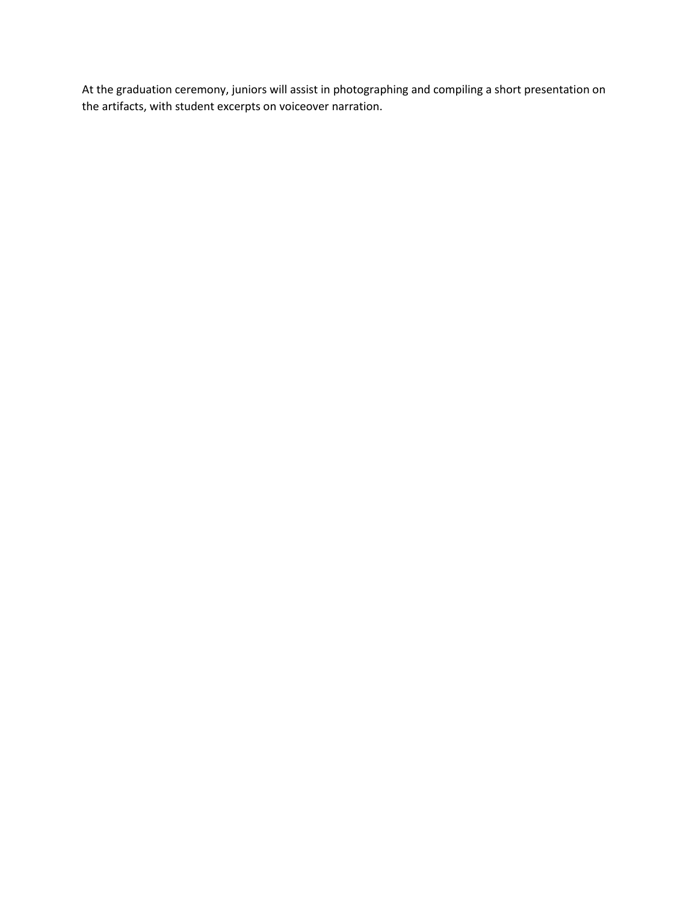At the graduation ceremony, juniors will assist in photographing and compiling a short presentation on the artifacts, with student excerpts on voiceover narration.